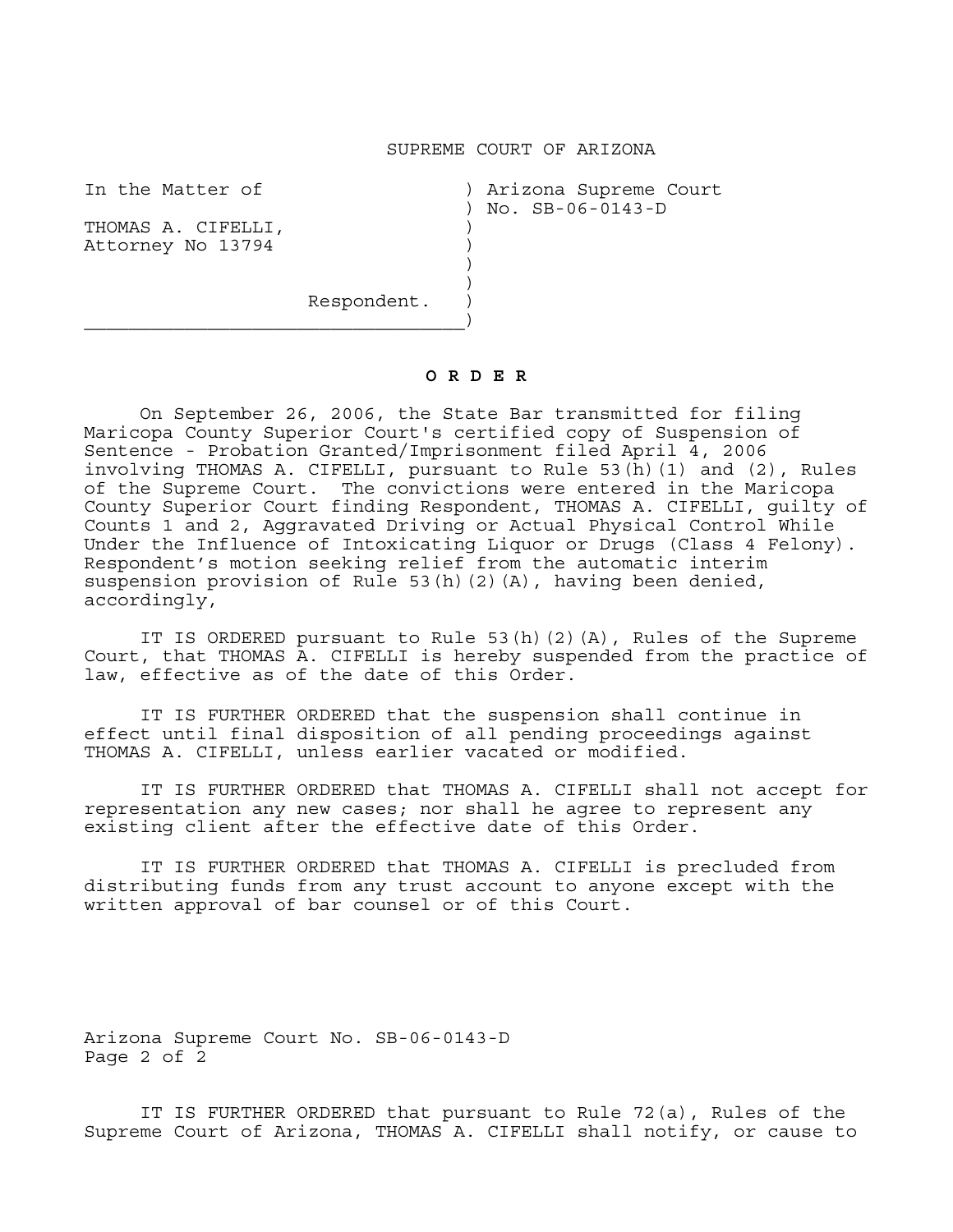# SUPREME COURT OF ARIZONA

In the Matter of

THOMAS A. CIFELLI,
Attorney No 13794

Respondent.

Arizona Supreme Court
No. SB-06-0143-D

**O R D E R**

On September 26, 2006, the State Bar transmitted for filing Maricopa County Superior Court's certified copy of Suspension of Sentence - Probation Granted/Imprisonment filed April 4, 2006 involving THOMAS A. CIFELLI, pursuant to Rule 53(h)(1) and (2), Rules of the Supreme Court. The convictions were entered in the Maricopa County Superior Court finding Respondent, THOMAS A. CIFELLI, guilty of Counts 1 and 2, Aggravated Driving or Actual Physical Control While Under the Influence of Intoxicating Liquor or Drugs (Class 4 Felony). Respondent's motion seeking relief from the automatic interim suspension provision of Rule 53(h)(2)(A), having been denied, accordingly,

IT IS ORDERED pursuant to Rule 53(h)(2)(A), Rules of the Supreme Court, that THOMAS A. CIFELLI is hereby suspended from the practice of law, effective as of the date of this Order.

IT IS FURTHER ORDERED that the suspension shall continue in effect until final disposition of all pending proceedings against THOMAS A. CIFELLI, unless earlier vacated or modified.

IT IS FURTHER ORDERED that THOMAS A. CIFELLI shall not accept for representation any new cases; nor shall he agree to represent any existing client after the effective date of this Order.

IT IS FURTHER ORDERED that THOMAS A. CIFELLI is precluded from distributing funds from any trust account to anyone except with the written approval of bar counsel or of this Court.

IT IS FURTHER ORDERED that pursuant to Rule 72(a), Rules of the Supreme Court of Arizona, THOMAS A. CIFELLI shall notify, or cause to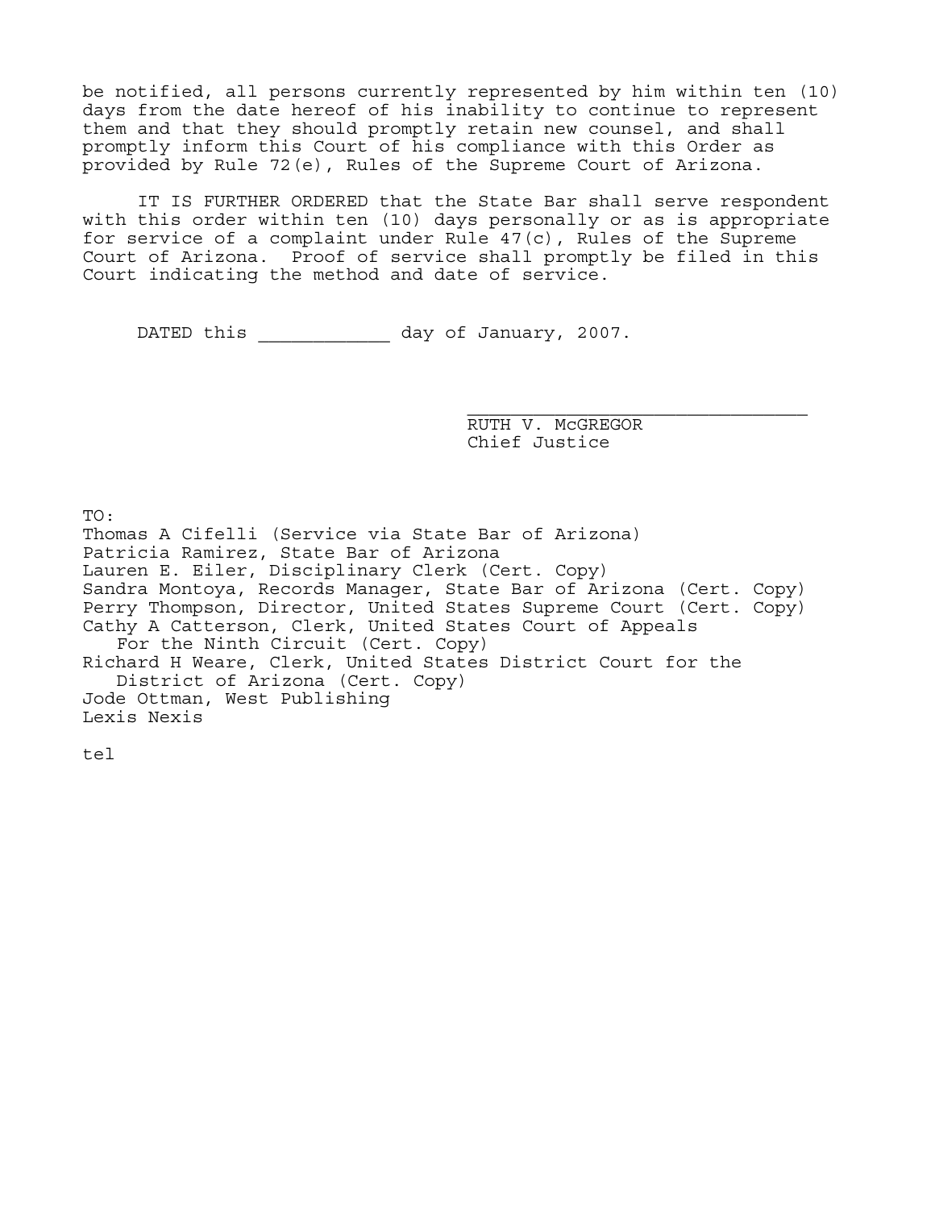be notified, all persons currently represented by him within ten (10) days from the date hereof of his inability to continue to represent them and that they should promptly retain new counsel, and shall promptly inform this Court of his compliance with this Order as provided by Rule 72(e), Rules of the Supreme Court of Arizona.

IT IS FURTHER ORDERED that the State Bar shall serve respondent with this order within ten (10) days personally or as is appropriate for service of a complaint under Rule 47(c), Rules of the Supreme Court of Arizona. Proof of service shall promptly be filed in this Court indicating the method and date of service.

DATED this ___________ day of January, 2007.

_____________________________
RUTH V. McGREGOR
Chief Justice

TO:
Thomas A Cifelli (Service via State Bar of Arizona)
Patricia Ramirez, State Bar of Arizona
Lauren E. Eiler, Disciplinary Clerk (Cert. Copy)
Sandra Montoya, Records Manager, State Bar of Arizona (Cert. Copy)
Perry Thompson, Director, United States Supreme Court (Cert. Copy)
Cathy A Catterson, Clerk, United States Court of Appeals For the Ninth Circuit (Cert. Copy)
Richard H Weare, Clerk, United States District Court for the District of Arizona (Cert. Copy)
Jode Ottman, West Publishing
Lexis Nexis

tel